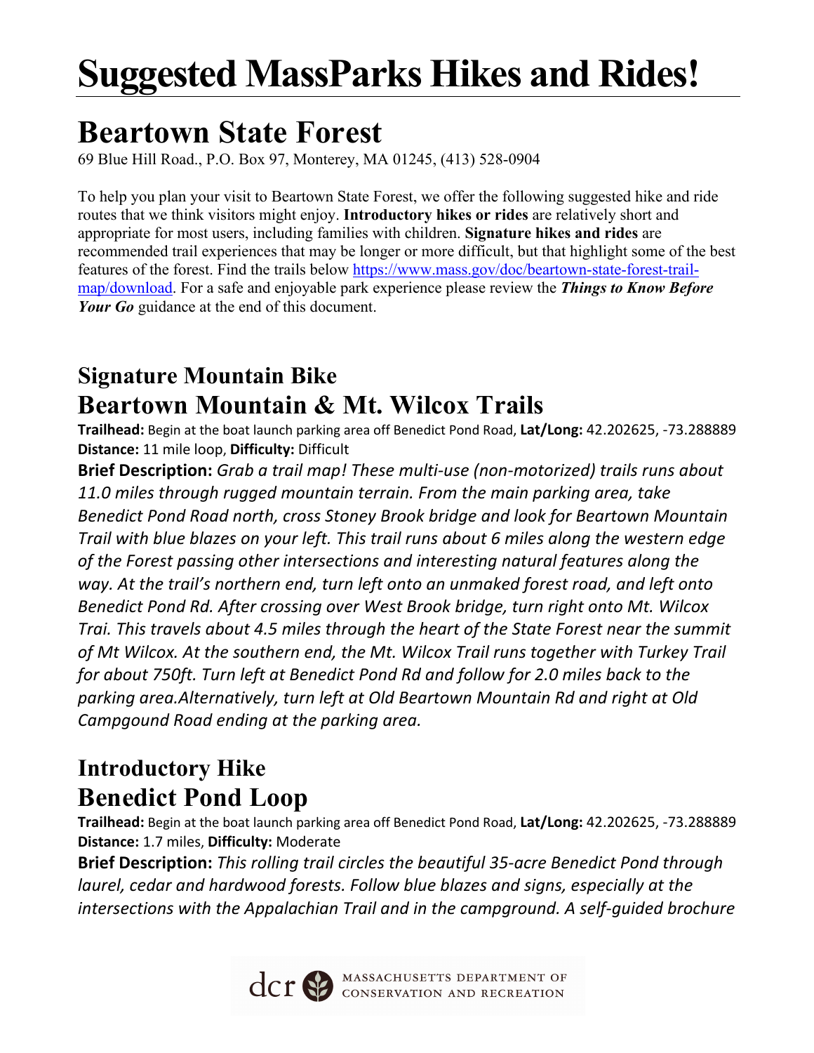# Suggested MassParks Hikes and Rides!

## Beartown State Forest

69 Blue Hill Road., P.O. Box 97, Monterey, MA 01245, (413) 528-0904

To help you plan your visit to Beartown State Forest, we offer the following suggested hike and ride routes that we think visitors might enjoy. **Introductory hikes or rides** are relatively short and appropriate for most users, including families with children. **Signature hikes and rides** are recommended trail experiences that may be longer or more difficult, but that highlight some of the best features of the forest. Find the trails below https://www.mass.gov/doc/beartown-state-forest-trail-map/download. For a safe and enjoyable park experience please review the ***Things to Know Before Your Go*** guidance at the end of this document.

### Signature Mountain Bike
### Beartown Mountain & Mt. Wilcox Trails

**Trailhead:** Begin at the boat launch parking area off Benedict Pond Road, **Lat/Long:** 42.202625, -73.288889
**Distance:** 11 mile loop, **Difficulty:** Difficult

**Brief Description:** *Grab a trail map! These multi-use (non-motorized) trails runs about 11.0 miles through rugged mountain terrain. From the main parking area, take Benedict Pond Road north, cross Stoney Brook bridge and look for Beartown Mountain Trail with blue blazes on your left. This trail runs about 6 miles along the western edge of the Forest passing other intersections and interesting natural features along the way. At the trail's northern end, turn left onto an unmaked forest road, and left onto Benedict Pond Rd. After crossing over West Brook bridge, turn right onto Mt. Wilcox Trai. This travels about 4.5 miles through the heart of the State Forest near the summit of Mt Wilcox. At the southern end, the Mt. Wilcox Trail runs together with Turkey Trail for about 750ft. Turn left at Benedict Pond Rd and follow for 2.0 miles back to the parking area.Alternatively, turn left at Old Beartown Mountain Rd and right at Old Campgound Road ending at the parking area.*

### Introductory Hike
### Benedict Pond Loop

**Trailhead:** Begin at the boat launch parking area off Benedict Pond Road, **Lat/Long:** 42.202625, -73.288889
**Distance:** 1.7 miles, **Difficulty:** Moderate

**Brief Description:** *This rolling trail circles the beautiful 35-acre Benedict Pond through laurel, cedar and hardwood forests. Follow blue blazes and signs, especially at the intersections with the Appalachian Trail and in the campground. A self-guided brochure*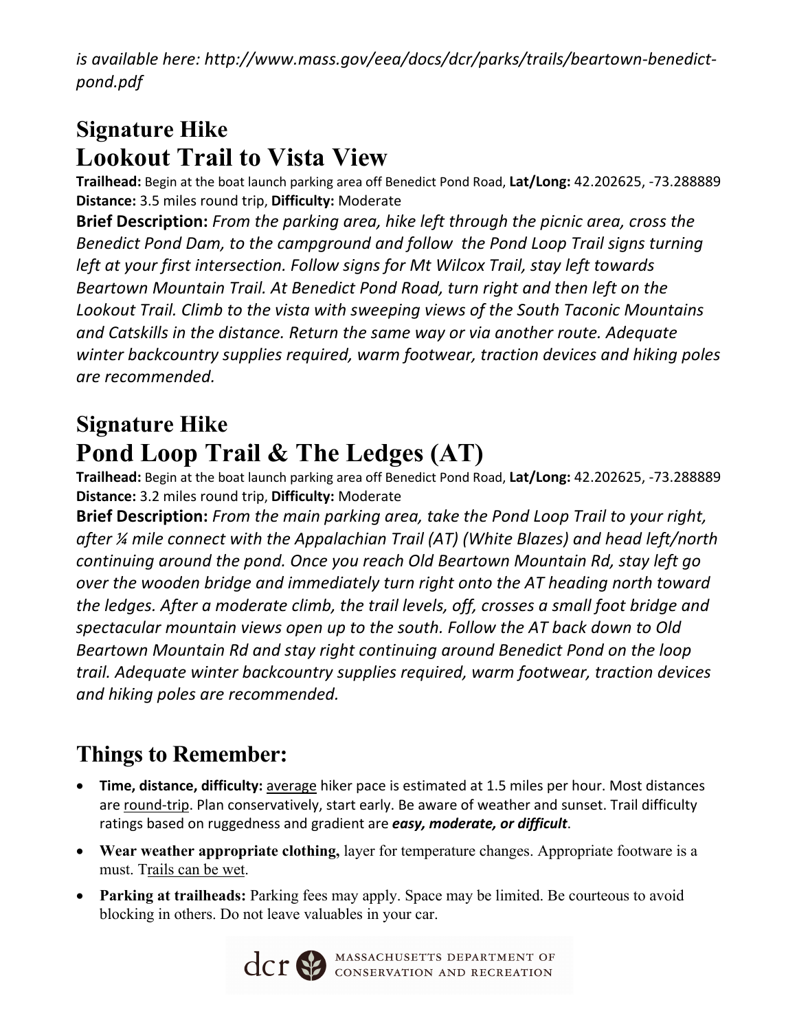*is available here: http://www.mass.gov/eea/docs/dcr/parks/trails/beartown-benedict-pond.pdf*

## Signature Hike
# Lookout Trail to Vista View

**Trailhead:** Begin at the boat launch parking area off Benedict Pond Road, **Lat/Long:** 42.202625, -73.288889
**Distance:** 3.5 miles round trip, **Difficulty:** Moderate

**Brief Description:** *From the parking area, hike left through the picnic area, cross the Benedict Pond Dam, to the campground and follow the Pond Loop Trail signs turning left at your first intersection. Follow signs for Mt Wilcox Trail, stay left towards Beartown Mountain Trail. At Benedict Pond Road, turn right and then left on the Lookout Trail. Climb to the vista with sweeping views of the South Taconic Mountains and Catskills in the distance. Return the same way or via another route. Adequate winter backcountry supplies required, warm footwear, traction devices and hiking poles are recommended.*

## Signature Hike
# Pond Loop Trail & The Ledges (AT)

**Trailhead:** Begin at the boat launch parking area off Benedict Pond Road, **Lat/Long:** 42.202625, -73.288889
**Distance:** 3.2 miles round trip, **Difficulty:** Moderate

**Brief Description:** *From the main parking area, take the Pond Loop Trail to your right, after ¼ mile connect with the Appalachian Trail (AT) (White Blazes) and head left/north continuing around the pond. Once you reach Old Beartown Mountain Rd, stay left go over the wooden bridge and immediately turn right onto the AT heading north toward the ledges. After a moderate climb, the trail levels, off, crosses a small foot bridge and spectacular mountain views open up to the south. Follow the AT back down to Old Beartown Mountain Rd and stay right continuing around Benedict Pond on the loop trail. Adequate winter backcountry supplies required, warm footwear, traction devices and hiking poles are recommended.*

## Things to Remember:

- **Time, distance, difficulty:** average hiker pace is estimated at 1.5 miles per hour. Most distances are round-trip. Plan conservatively, start early. Be aware of weather and sunset. Trail difficulty ratings based on ruggedness and gradient are ***easy, moderate, or difficult***.
- **Wear weather appropriate clothing,** layer for temperature changes. Appropriate footware is a must. Trails can be wet.
- **Parking at trailheads:** Parking fees may apply. Space may be limited. Be courteous to avoid blocking in others. Do not leave valuables in your car.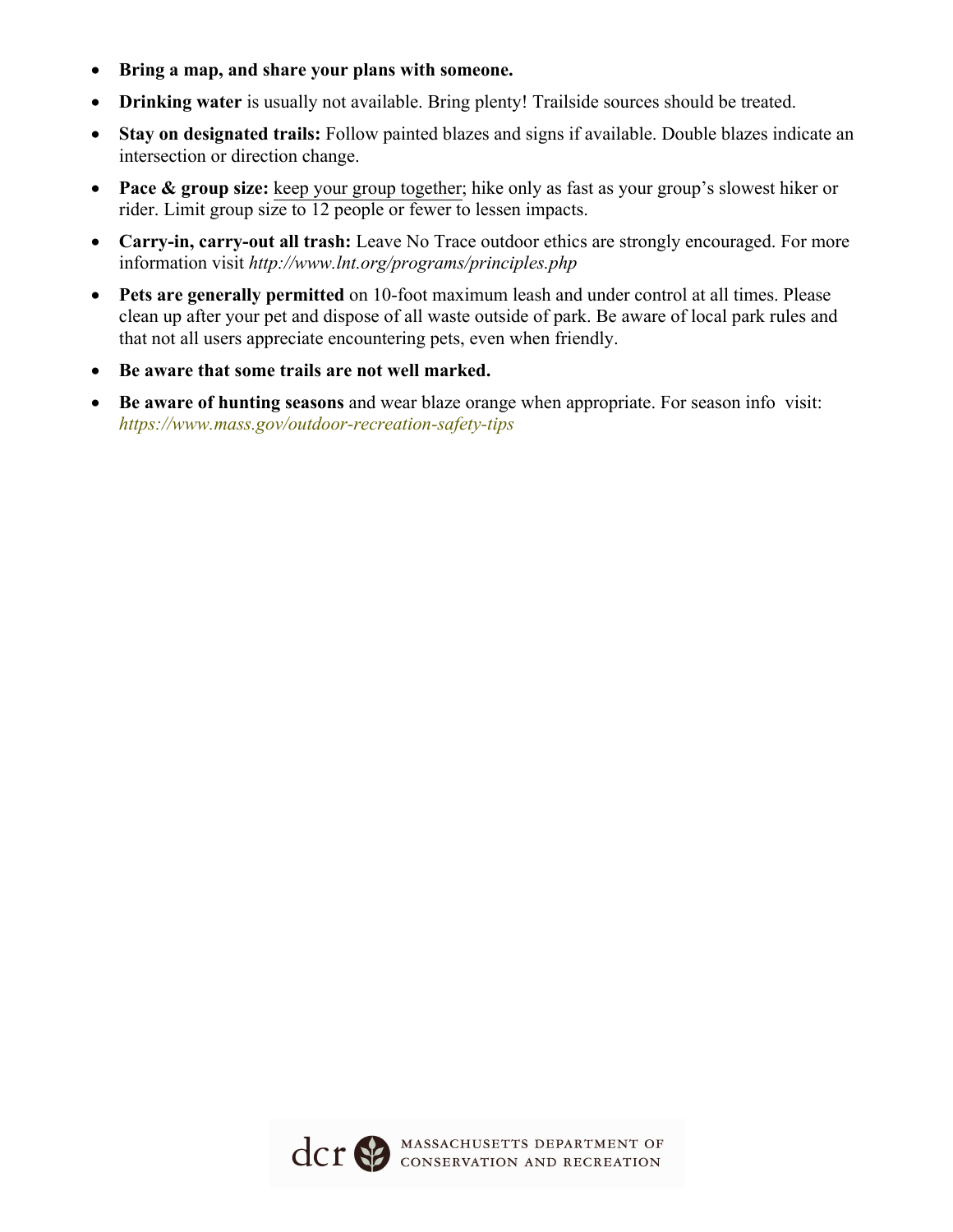- **Bring a map, and share your plans with someone.**
- **Drinking water** is usually not available. Bring plenty! Trailside sources should be treated.
- **Stay on designated trails:** Follow painted blazes and signs if available. Double blazes indicate an intersection or direction change.
- **Pace & group size:** keep your group together; hike only as fast as your group's slowest hiker or rider. Limit group size to 12 people or fewer to lessen impacts.
- **Carry-in, carry-out all trash:** Leave No Trace outdoor ethics are strongly encouraged. For more information visit *http://www.lnt.org/programs/principles.php*
- **Pets are generally permitted** on 10-foot maximum leash and under control at all times. Please clean up after your pet and dispose of all waste outside of park. Be aware of local park rules and that not all users appreciate encountering pets, even when friendly.
- **Be aware that some trails are not well marked.**
- **Be aware of hunting seasons** and wear blaze orange when appropriate. For season info visit: *https://www.mass.gov/outdoor-recreation-safety-tips*

dcr MASSACHUSETTS DEPARTMENT OF CONSERVATION AND RECREATION